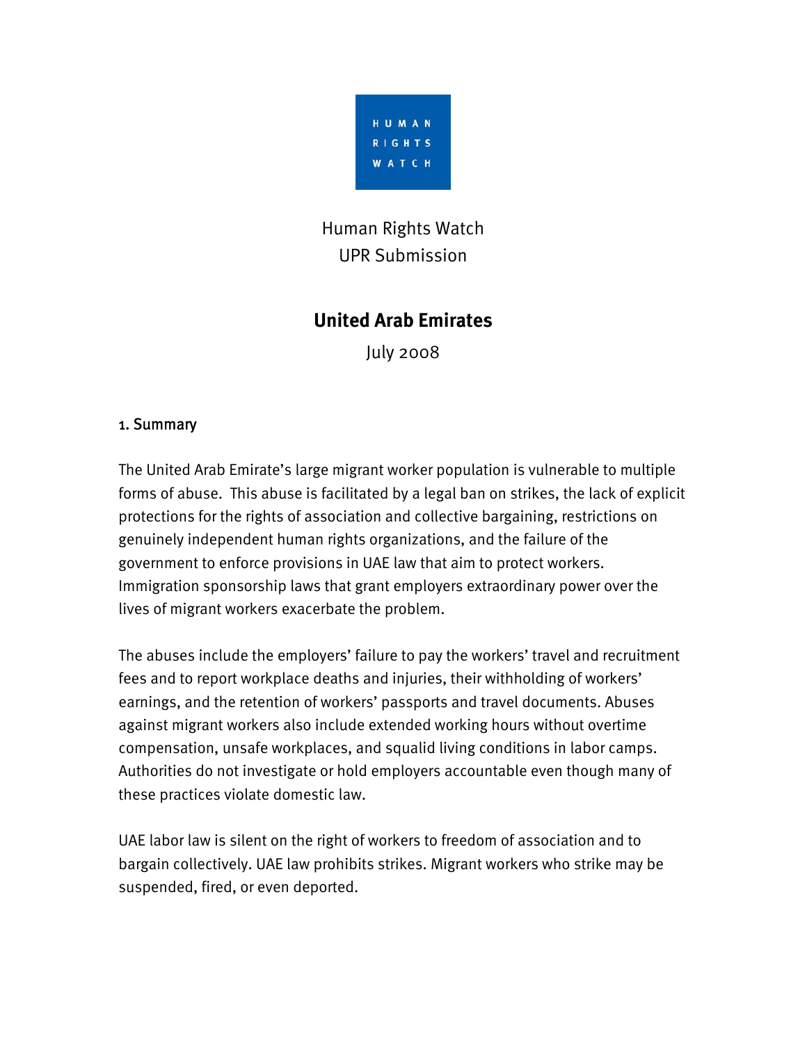HUMAN RIGHTS WATCH

Human Rights Watch
UPR Submission

# United Arab Emirates

July 2008

## 1. Summary

The United Arab Emirate's large migrant worker population is vulnerable to multiple forms of abuse. This abuse is facilitated by a legal ban on strikes, the lack of explicit protections for the rights of association and collective bargaining, restrictions on genuinely independent human rights organizations, and the failure of the government to enforce provisions in UAE law that aim to protect workers. Immigration sponsorship laws that grant employers extraordinary power over the lives of migrant workers exacerbate the problem.

The abuses include the employers' failure to pay the workers' travel and recruitment fees and to report workplace deaths and injuries, their withholding of workers' earnings, and the retention of workers' passports and travel documents. Abuses against migrant workers also include extended working hours without overtime compensation, unsafe workplaces, and squalid living conditions in labor camps. Authorities do not investigate or hold employers accountable even though many of these practices violate domestic law.

UAE labor law is silent on the right of workers to freedom of association and to bargain collectively. UAE law prohibits strikes. Migrant workers who strike may be suspended, fired, or even deported.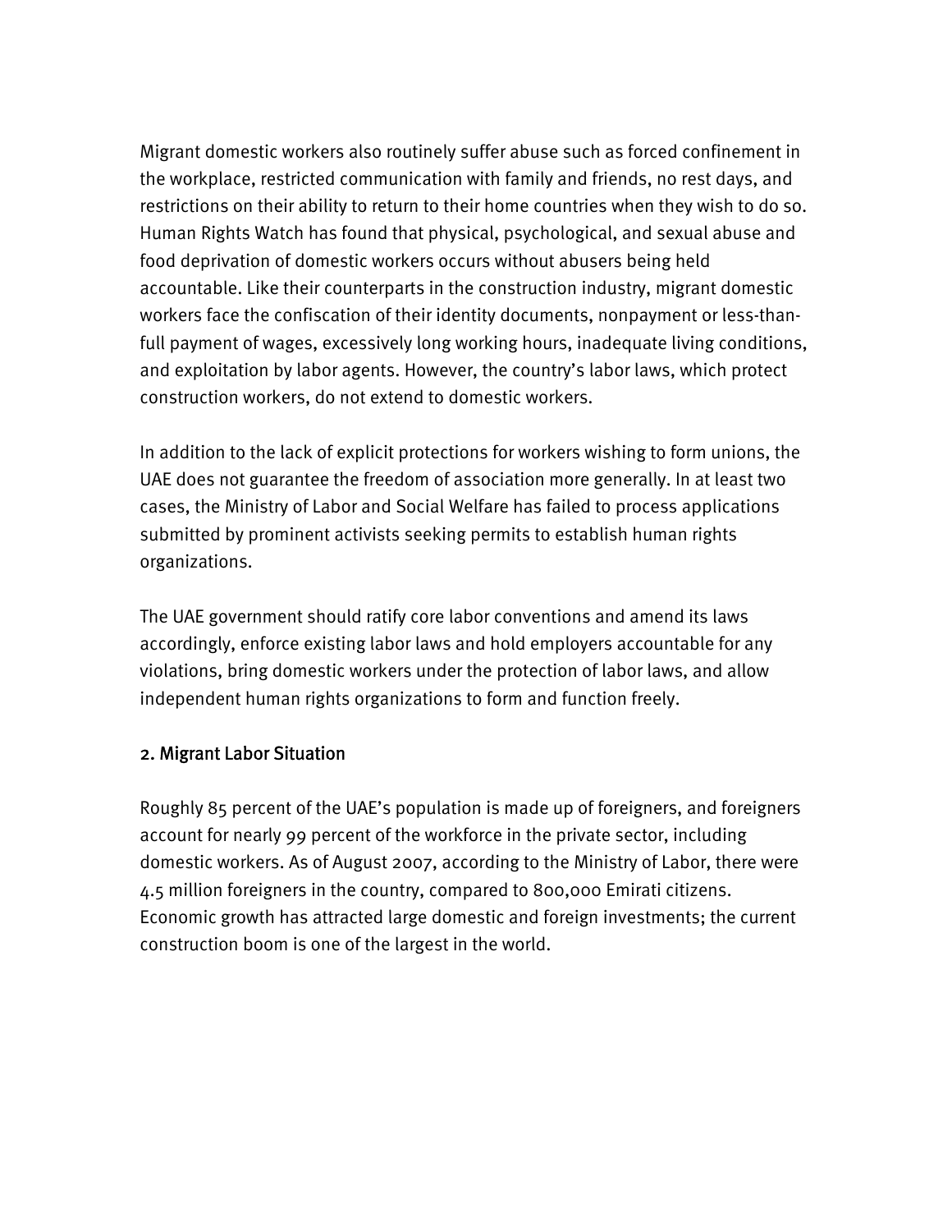Migrant domestic workers also routinely suffer abuse such as forced confinement in the workplace, restricted communication with family and friends, no rest days, and restrictions on their ability to return to their home countries when they wish to do so. Human Rights Watch has found that physical, psychological, and sexual abuse and food deprivation of domestic workers occurs without abusers being held accountable. Like their counterparts in the construction industry, migrant domestic workers face the confiscation of their identity documents, nonpayment or less-than-full payment of wages, excessively long working hours, inadequate living conditions, and exploitation by labor agents. However, the country's labor laws, which protect construction workers, do not extend to domestic workers.

In addition to the lack of explicit protections for workers wishing to form unions, the UAE does not guarantee the freedom of association more generally. In at least two cases, the Ministry of Labor and Social Welfare has failed to process applications submitted by prominent activists seeking permits to establish human rights organizations.

The UAE government should ratify core labor conventions and amend its laws accordingly, enforce existing labor laws and hold employers accountable for any violations, bring domestic workers under the protection of labor laws, and allow independent human rights organizations to form and function freely.

## 2. Migrant Labor Situation

Roughly 85 percent of the UAE's population is made up of foreigners, and foreigners account for nearly 99 percent of the workforce in the private sector, including domestic workers. As of August 2007, according to the Ministry of Labor, there were 4.5 million foreigners in the country, compared to 800,000 Emirati citizens. Economic growth has attracted large domestic and foreign investments; the current construction boom is one of the largest in the world.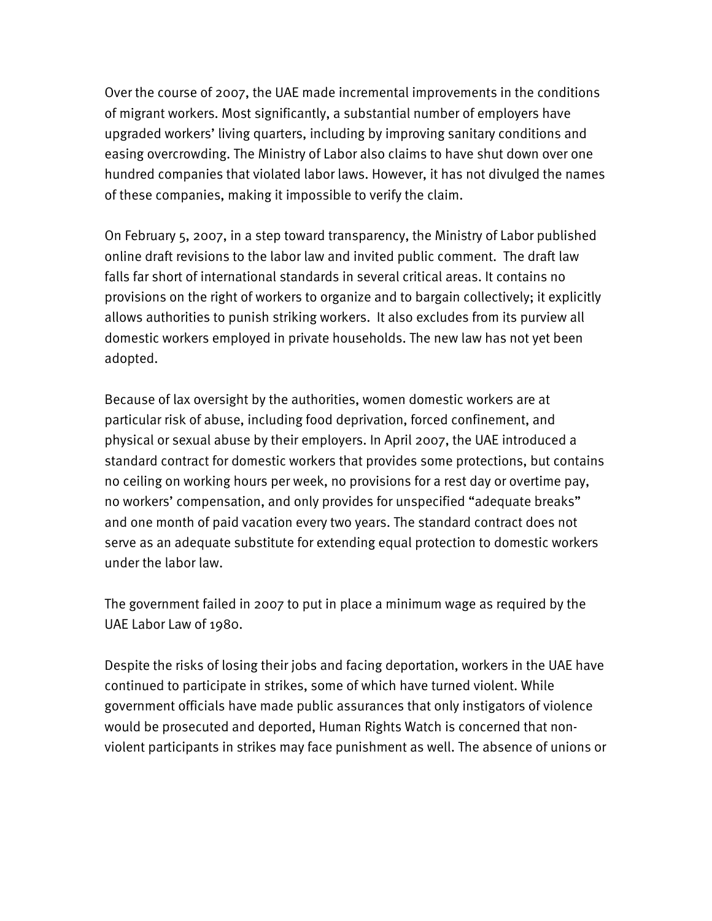Over the course of 2007, the UAE made incremental improvements in the conditions of migrant workers. Most significantly, a substantial number of employers have upgraded workers' living quarters, including by improving sanitary conditions and easing overcrowding. The Ministry of Labor also claims to have shut down over one hundred companies that violated labor laws. However, it has not divulged the names of these companies, making it impossible to verify the claim.

On February 5, 2007, in a step toward transparency, the Ministry of Labor published online draft revisions to the labor law and invited public comment. The draft law falls far short of international standards in several critical areas. It contains no provisions on the right of workers to organize and to bargain collectively; it explicitly allows authorities to punish striking workers. It also excludes from its purview all domestic workers employed in private households. The new law has not yet been adopted.

Because of lax oversight by the authorities, women domestic workers are at particular risk of abuse, including food deprivation, forced confinement, and physical or sexual abuse by their employers. In April 2007, the UAE introduced a standard contract for domestic workers that provides some protections, but contains no ceiling on working hours per week, no provisions for a rest day or overtime pay, no workers' compensation, and only provides for unspecified "adequate breaks" and one month of paid vacation every two years. The standard contract does not serve as an adequate substitute for extending equal protection to domestic workers under the labor law.

The government failed in 2007 to put in place a minimum wage as required by the UAE Labor Law of 1980.

Despite the risks of losing their jobs and facing deportation, workers in the UAE have continued to participate in strikes, some of which have turned violent. While government officials have made public assurances that only instigators of violence would be prosecuted and deported, Human Rights Watch is concerned that non-violent participants in strikes may face punishment as well. The absence of unions or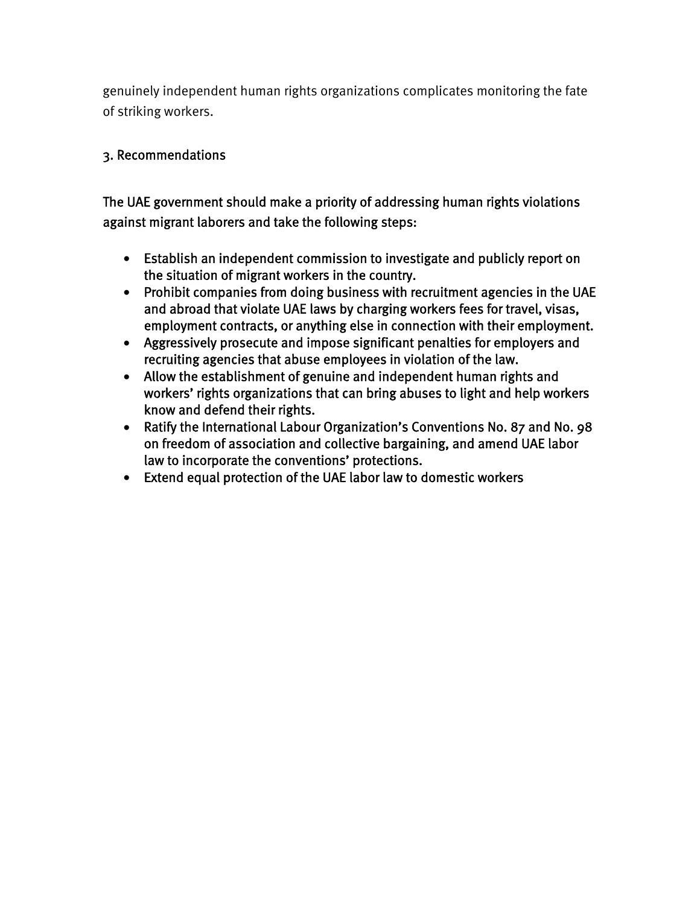genuinely independent human rights organizations complicates monitoring the fate of striking workers.

## 3. Recommendations

The UAE government should make a priority of addressing human rights violations against migrant laborers and take the following steps:

- Establish an independent commission to investigate and publicly report on the situation of migrant workers in the country.
- Prohibit companies from doing business with recruitment agencies in the UAE and abroad that violate UAE laws by charging workers fees for travel, visas, employment contracts, or anything else in connection with their employment.
- Aggressively prosecute and impose significant penalties for employers and recruiting agencies that abuse employees in violation of the law.
- Allow the establishment of genuine and independent human rights and workers' rights organizations that can bring abuses to light and help workers know and defend their rights.
- Ratify the International Labour Organization's Conventions No. 87 and No. 98 on freedom of association and collective bargaining, and amend UAE labor law to incorporate the conventions' protections.
- Extend equal protection of the UAE labor law to domestic workers